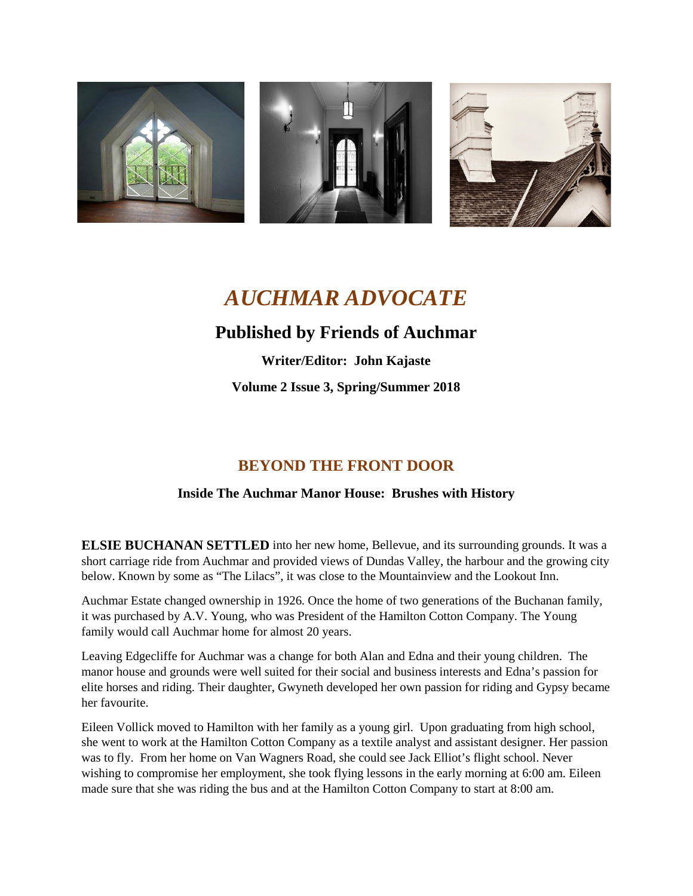# *AUCHMAR ADVOCATE*

## Published by Friends of Auchmar

**Writer/Editor: John Kajaste**

**Volume 2 Issue 3, Spring/Summer 2018**

## BEYOND THE FRONT DOOR

### Inside The Auchmar Manor House: Brushes with History

**ELSIE BUCHANAN SETTLED** into her new home, Bellevue, and its surrounding grounds. It was a short carriage ride from Auchmar and provided views of Dundas Valley, the harbour and the growing city below. Known by some as "The Lilacs", it was close to the Mountainview and the Lookout Inn.

Auchmar Estate changed ownership in 1926. Once the home of two generations of the Buchanan family, it was purchased by A.V. Young, who was President of the Hamilton Cotton Company. The Young family would call Auchmar home for almost 20 years.

Leaving Edgecliffe for Auchmar was a change for both Alan and Edna and their young children. The manor house and grounds were well suited for their social and business interests and Edna's passion for elite horses and riding. Their daughter, Gwyneth developed her own passion for riding and Gypsy became her favourite.

Eileen Vollick moved to Hamilton with her family as a young girl. Upon graduating from high school, she went to work at the Hamilton Cotton Company as a textile analyst and assistant designer. Her passion was to fly. From her home on Van Wagners Road, she could see Jack Elliot's flight school. Never wishing to compromise her employment, she took flying lessons in the early morning at 6:00 am. Eileen made sure that she was riding the bus and at the Hamilton Cotton Company to start at 8:00 am.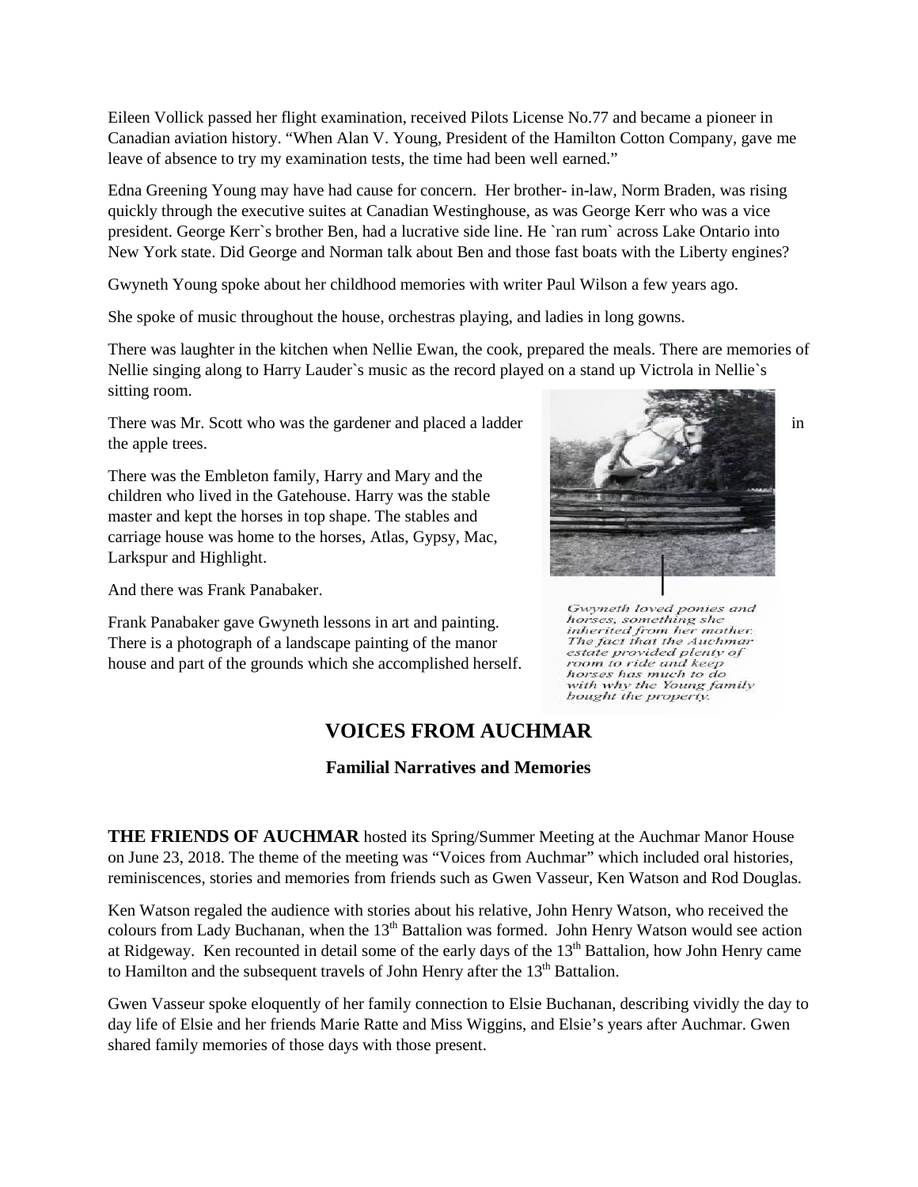Eileen Vollick passed her flight examination, received Pilots License No.77 and became a pioneer in Canadian aviation history. "When Alan V. Young, President of the Hamilton Cotton Company, gave me leave of absence to try my examination tests, the time had been well earned."

Edna Greening Young may have had cause for concern. Her brother- in-law, Norm Braden, was rising quickly through the executive suites at Canadian Westinghouse, as was George Kerr who was a vice president. George Kerr`s brother Ben, had a lucrative side line. He `ran rum` across Lake Ontario into New York state. Did George and Norman talk about Ben and those fast boats with the Liberty engines?

Gwyneth Young spoke about her childhood memories with writer Paul Wilson a few years ago.

She spoke of music throughout the house, orchestras playing, and ladies in long gowns.

There was laughter in the kitchen when Nellie Ewan, the cook, prepared the meals. There are memories of Nellie singing along to Harry Lauder`s music as the record played on a stand up Victrola in Nellie`s sitting room.

There was Mr. Scott who was the gardener and placed a ladder in the apple trees.

There was the Embleton family, Harry and Mary and the children who lived in the Gatehouse. Harry was the stable master and kept the horses in top shape. The stables and carriage house was home to the horses, Atlas, Gypsy, Mac, Larkspur and Highlight.

And there was Frank Panabaker.

Frank Panabaker gave Gwyneth lessons in art and painting. There is a photograph of a landscape painting of the manor house and part of the grounds which she accomplished herself.

*Gwyneth loved ponies and horses, something she inherited from her mother. The fact that the Auchmar estate provided plenty of room to ride and keep horses has much to do with why the Young family bought the property.*

## VOICES FROM AUCHMAR

### Familial Narratives and Memories

**THE FRIENDS OF AUCHMAR** hosted its Spring/Summer Meeting at the Auchmar Manor House on June 23, 2018. The theme of the meeting was "Voices from Auchmar" which included oral histories, reminiscences, stories and memories from friends such as Gwen Vasseur, Ken Watson and Rod Douglas.

Ken Watson regaled the audience with stories about his relative, John Henry Watson, who received the colours from Lady Buchanan, when the 13th Battalion was formed. John Henry Watson would see action at Ridgeway. Ken recounted in detail some of the early days of the 13th Battalion, how John Henry came to Hamilton and the subsequent travels of John Henry after the 13th Battalion.

Gwen Vasseur spoke eloquently of her family connection to Elsie Buchanan, describing vividly the day to day life of Elsie and her friends Marie Ratte and Miss Wiggins, and Elsie's years after Auchmar. Gwen shared family memories of those days with those present.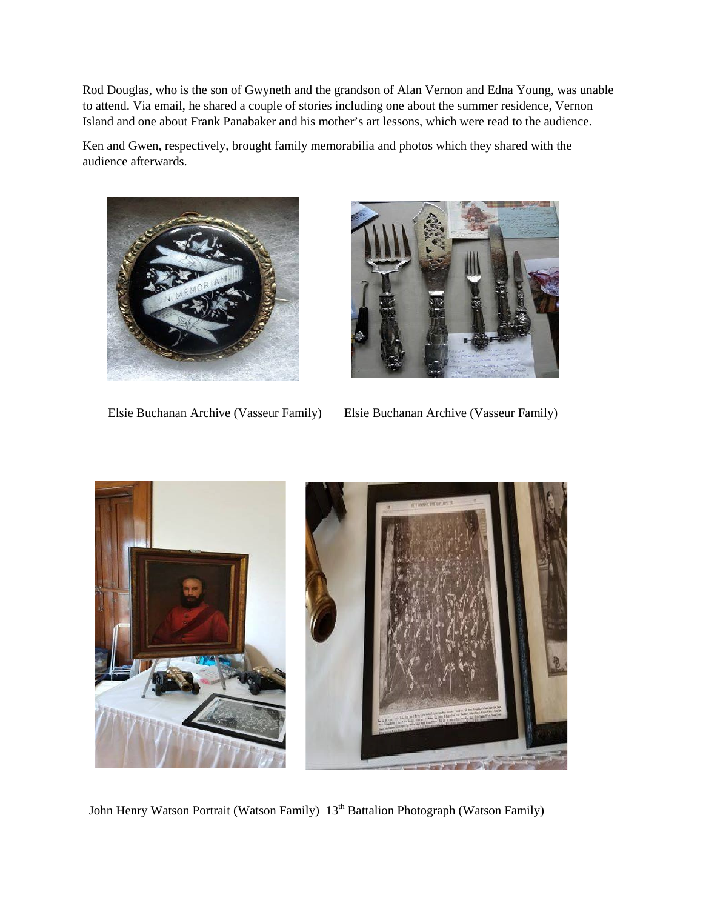Rod Douglas, who is the son of Gwyneth and the grandson of Alan Vernon and Edna Young, was unable to attend. Via email, he shared a couple of stories including one about the summer residence, Vernon Island and one about Frank Panabaker and his mother's art lessons, which were read to the audience.

Ken and Gwen, respectively, brought family memorabilia and photos which they shared with the audience afterwards.

Elsie Buchanan Archive (Vasseur Family)

Elsie Buchanan Archive (Vasseur Family)

John Henry Watson Portrait (Watson Family)

13th Battalion Photograph (Watson Family)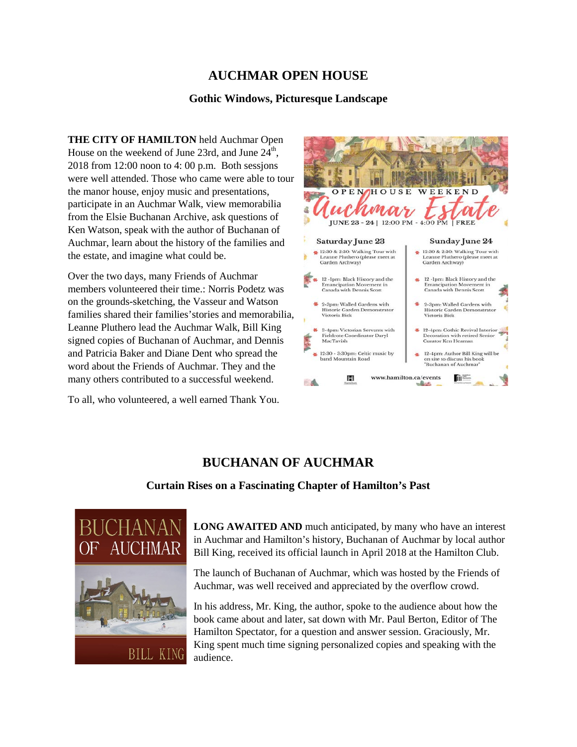# AUCHMAR OPEN HOUSE

### Gothic Windows, Picturesque Landscape

**THE CITY OF HAMILTON** held Auchmar Open House on the weekend of June 23rd, and June 24th, 2018 from 12:00 noon to 4: 00 p.m. Both sessjons were well attended. Those who came were able to tour the manor house, enjoy music and presentations, participate in an Auchmar Walk, view memorabilia from the Elsie Buchanan Archive, ask questions of Ken Watson, speak with the author of Buchanan of Auchmar, learn about the history of the families and the estate, and imagine what could be.

Over the two days, many Friends of Auchmar members volunteered their time.: Norris Podetz was on the grounds-sketching, the Vasseur and Watson families shared their families'stories and memorabilia, Leanne Pluthero lead the Auchmar Walk, Bill King signed copies of Buchanan of Auchmar, and Dennis and Patricia Baker and Diane Dent who spread the word about the Friends of Auchmar. They and the many others contributed to a successful weekend.

To all, who volunteered, a well earned Thank You.

# BUCHANAN OF AUCHMAR

### Curtain Rises on a Fascinating Chapter of Hamilton's Past

**LONG AWAITED AND** much anticipated, by many who have an interest in Auchmar and Hamilton's history, Buchanan of Auchmar by local author Bill King, received its official launch in April 2018 at the Hamilton Club.

The launch of Buchanan of Auchmar, which was hosted by the Friends of Auchmar, was well received and appreciated by the overflow crowd.

In his address, Mr. King, the author, spoke to the audience about how the book came about and later, sat down with Mr. Paul Berton, Editor of The Hamilton Spectator, for a question and answer session. Graciously, Mr. King spent much time signing personalized copies and speaking with the audience.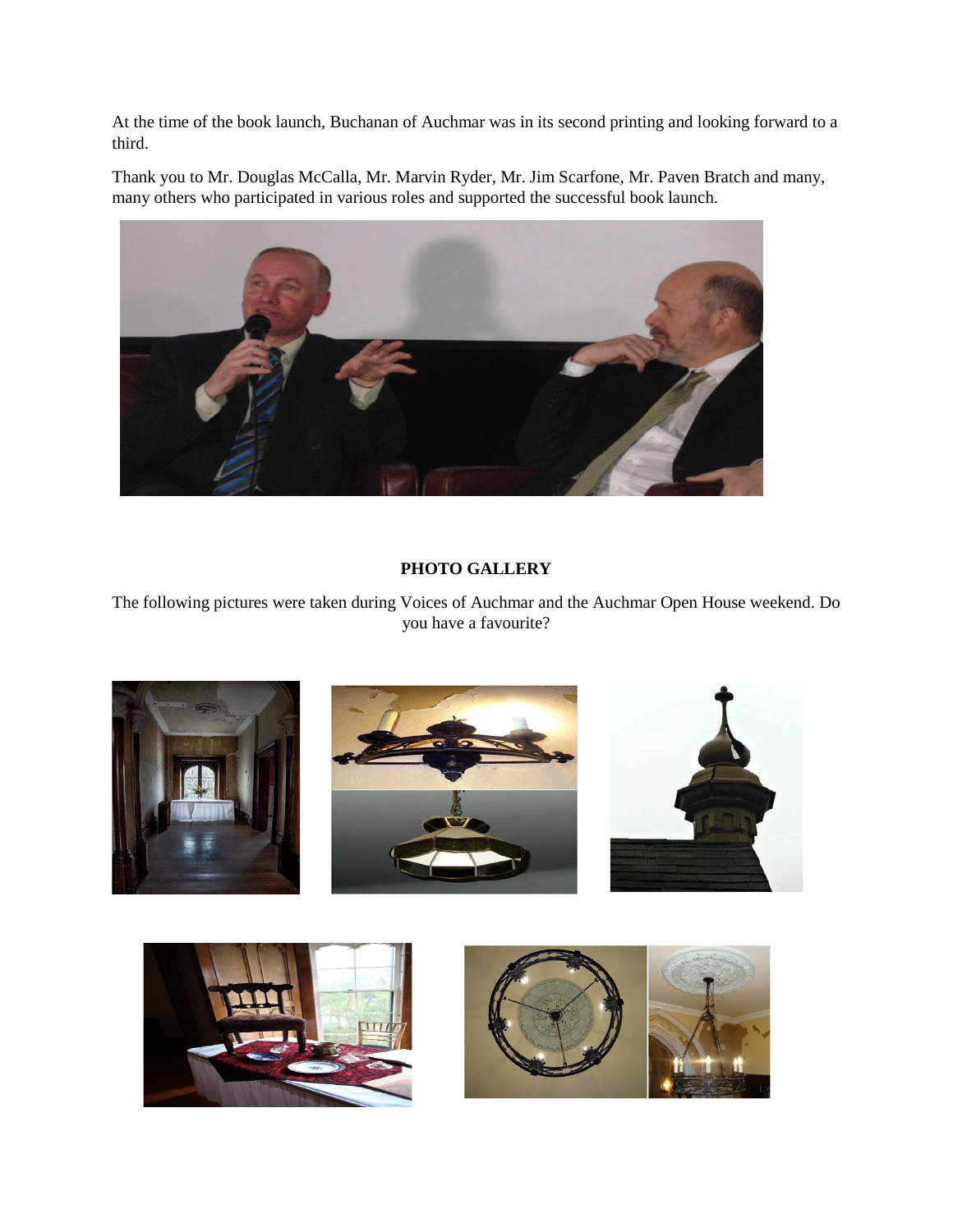At the time of the book launch, Buchanan of Auchmar was in its second printing and looking forward to a third.

Thank you to Mr. Douglas McCalla, Mr. Marvin Ryder, Mr. Jim Scarfone, Mr. Paven Bratch and many, many others who participated in various roles and supported the successful book launch.

**PHOTO GALLERY**

The following pictures were taken during Voices of Auchmar and the Auchmar Open House weekend. Do you have a favourite?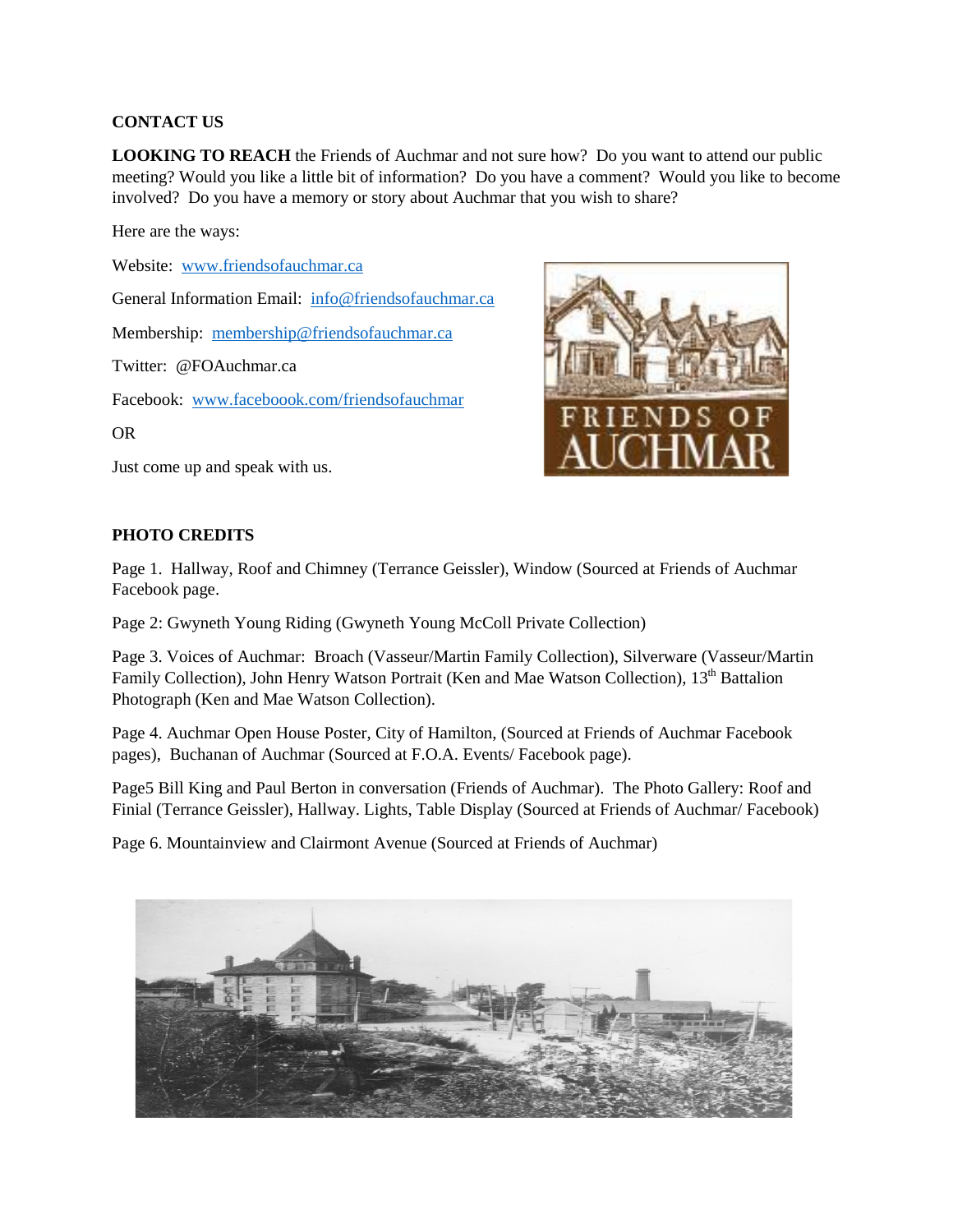**CONTACT US**

**LOOKING TO REACH** the Friends of Auchmar and not sure how? Do you want to attend our public meeting? Would you like a little bit of information? Do you have a comment? Would you like to become involved? Do you have a memory or story about Auchmar that you wish to share?

Here are the ways:

Website: www.friendsofauchmar.ca

General Information Email: info@friendsofauchmar.ca

Membership: membership@friendsofauchmar.ca

Twitter: @FOAuchmar.ca

Facebook: www.faceboook.com/friendsofauchmar

OR

Just come up and speak with us.

**PHOTO CREDITS**

Page 1. Hallway, Roof and Chimney (Terrance Geissler), Window (Sourced at Friends of Auchmar Facebook page.

Page 2: Gwyneth Young Riding (Gwyneth Young McColl Private Collection)

Page 3. Voices of Auchmar: Broach (Vasseur/Martin Family Collection), Silverware (Vasseur/Martin Family Collection), John Henry Watson Portrait (Ken and Mae Watson Collection), 13th Battalion Photograph (Ken and Mae Watson Collection).

Page 4. Auchmar Open House Poster, City of Hamilton, (Sourced at Friends of Auchmar Facebook pages), Buchanan of Auchmar (Sourced at F.O.A. Events/ Facebook page).

Page5 Bill King and Paul Berton in conversation (Friends of Auchmar). The Photo Gallery: Roof and Finial (Terrance Geissler), Hallway. Lights, Table Display (Sourced at Friends of Auchmar/ Facebook)

Page 6. Mountainview and Clairmont Avenue (Sourced at Friends of Auchmar)